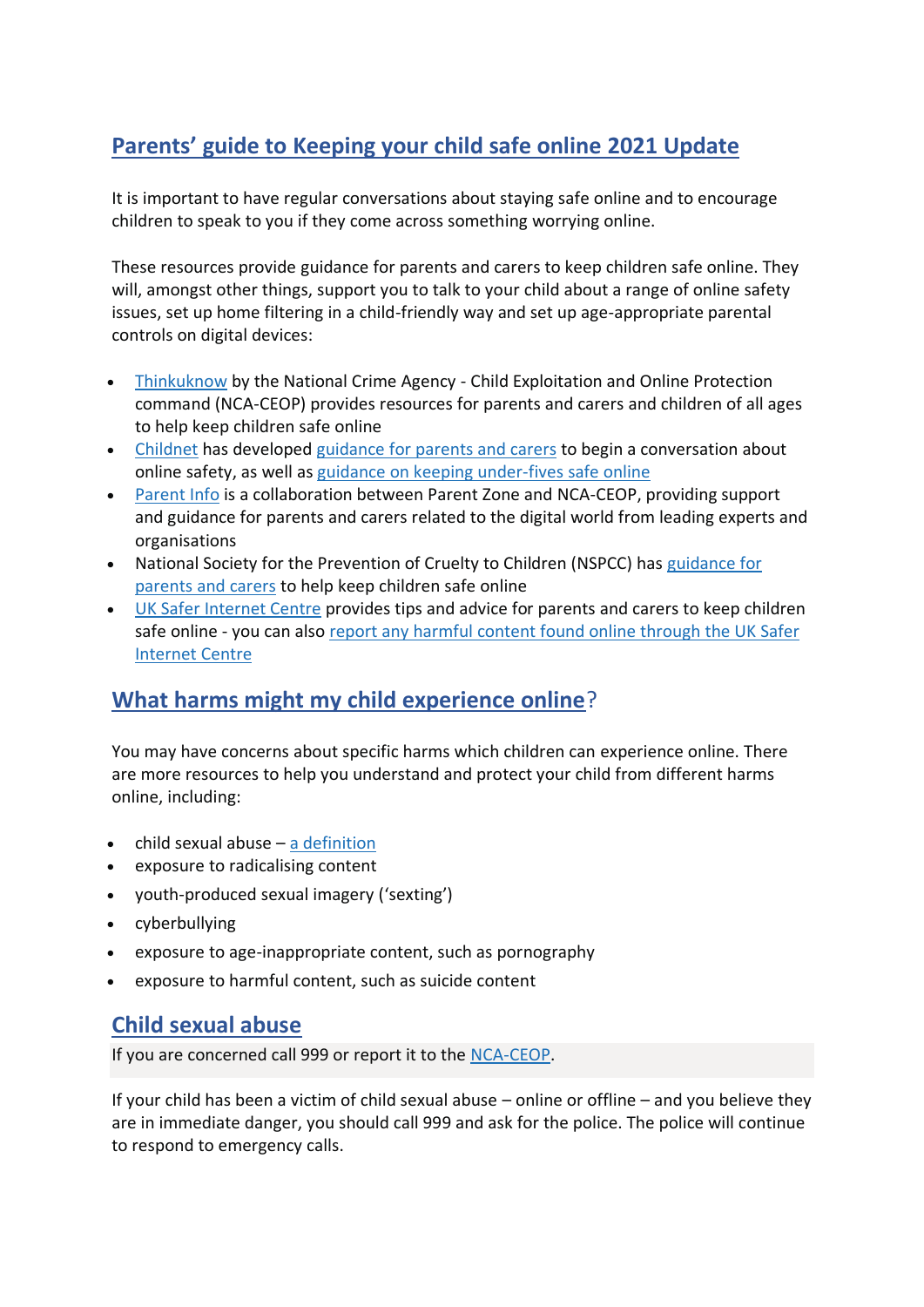## Parents' guide to Keeping your child safe online 2021 Update

It is important to have regular conversations about staying safe online and to encourage children to speak to you if they come across something worrying online.

These resources provide guidance for parents and carers to keep children safe online. They will, amongst other things, support you to talk to your child about a range of online safety issues, set up home filtering in a child-friendly way and set up age-appropriate parental controls on digital devices:

- Thinkuknow by the National Crime Agency - Child Exploitation and Online Protection command (NCA-CEOP) provides resources for parents and carers and children of all ages to help keep children safe online
- Childnet has developed guidance for parents and carers to begin a conversation about online safety, as well as guidance on keeping under-fives safe online
- Parent Info is a collaboration between Parent Zone and NCA-CEOP, providing support and guidance for parents and carers related to the digital world from leading experts and organisations
- National Society for the Prevention of Cruelty to Children (NSPCC) has guidance for parents and carers to help keep children safe online
- UK Safer Internet Centre provides tips and advice for parents and carers to keep children safe online - you can also report any harmful content found online through the UK Safer Internet Centre

## What harms might my child experience online?

You may have concerns about specific harms which children can experience online. There are more resources to help you understand and protect your child from different harms online, including:

- child sexual abuse – a definition
- exposure to radicalising content
- youth-produced sexual imagery ('sexting')
- cyberbullying
- exposure to age-inappropriate content, such as pornography
- exposure to harmful content, such as suicide content

## Child sexual abuse

If you are concerned call 999 or report it to the NCA-CEOP.

If your child has been a victim of child sexual abuse – online or offline – and you believe they are in immediate danger, you should call 999 and ask for the police. The police will continue to respond to emergency calls.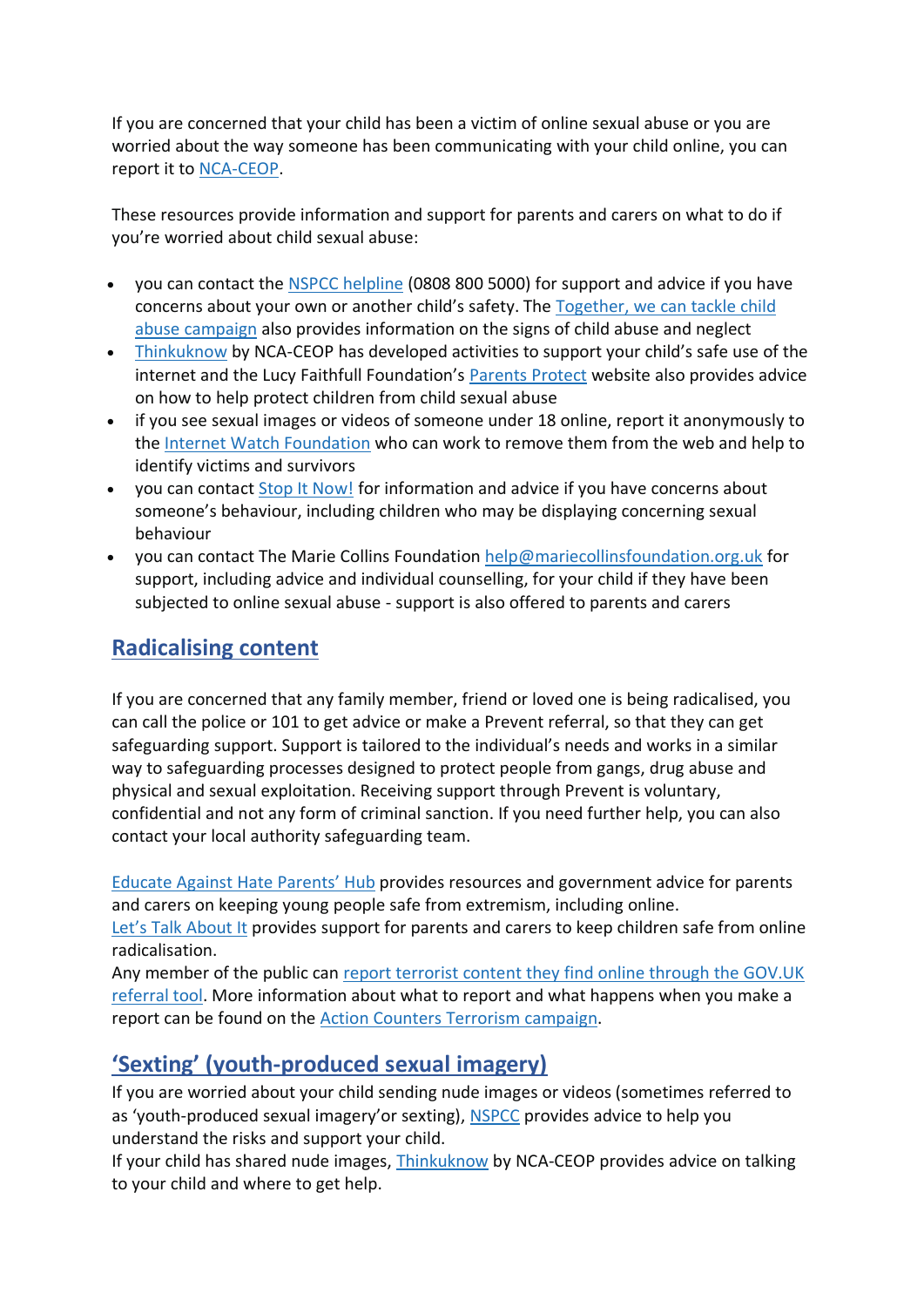If you are concerned that your child has been a victim of online sexual abuse or you are worried about the way someone has been communicating with your child online, you can report it to NCA-CEOP.

These resources provide information and support for parents and carers on what to do if you're worried about child sexual abuse:

- you can contact the NSPCC helpline (0808 800 5000) for support and advice if you have concerns about your own or another child's safety. The Together, we can tackle child abuse campaign also provides information on the signs of child abuse and neglect
- Thinkuknow by NCA-CEOP has developed activities to support your child's safe use of the internet and the Lucy Faithfull Foundation's Parents Protect website also provides advice on how to help protect children from child sexual abuse
- if you see sexual images or videos of someone under 18 online, report it anonymously to the Internet Watch Foundation who can work to remove them from the web and help to identify victims and survivors
- you can contact Stop It Now! for information and advice if you have concerns about someone's behaviour, including children who may be displaying concerning sexual behaviour
- you can contact The Marie Collins Foundation help@mariecollinsfoundation.org.uk for support, including advice and individual counselling, for your child if they have been subjected to online sexual abuse - support is also offered to parents and carers

## Radicalising content

If you are concerned that any family member, friend or loved one is being radicalised, you can call the police or 101 to get advice or make a Prevent referral, so that they can get safeguarding support. Support is tailored to the individual's needs and works in a similar way to safeguarding processes designed to protect people from gangs, drug abuse and physical and sexual exploitation. Receiving support through Prevent is voluntary, confidential and not any form of criminal sanction. If you need further help, you can also contact your local authority safeguarding team.

Educate Against Hate Parents' Hub provides resources and government advice for parents and carers on keeping young people safe from extremism, including online.
Let's Talk About It provides support for parents and carers to keep children safe from online radicalisation.
Any member of the public can report terrorist content they find online through the GOV.UK referral tool. More information about what to report and what happens when you make a report can be found on the Action Counters Terrorism campaign.

## 'Sexting' (youth-produced sexual imagery)

If you are worried about your child sending nude images or videos (sometimes referred to as 'youth-produced sexual imagery'or sexting), NSPCC provides advice to help you understand the risks and support your child.
If your child has shared nude images, Thinkuknow by NCA-CEOP provides advice on talking to your child and where to get help.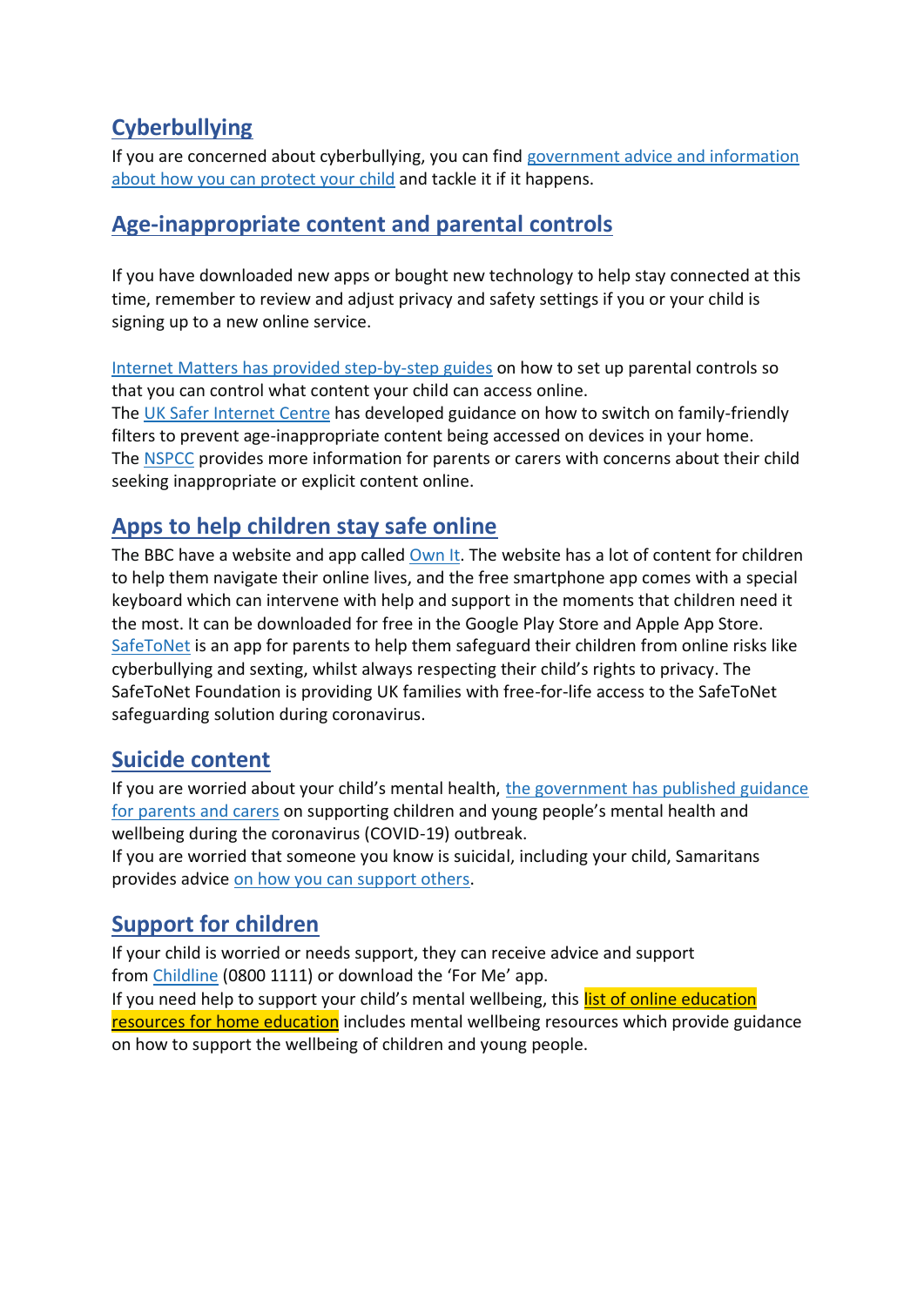## Cyberbullying

If you are concerned about cyberbullying, you can find government advice and information about how you can protect your child and tackle it if it happens.

## Age-inappropriate content and parental controls

If you have downloaded new apps or bought new technology to help stay connected at this time, remember to review and adjust privacy and safety settings if you or your child is signing up to a new online service.

Internet Matters has provided step-by-step guides on how to set up parental controls so that you can control what content your child can access online.
The UK Safer Internet Centre has developed guidance on how to switch on family-friendly filters to prevent age-inappropriate content being accessed on devices in your home.
The NSPCC provides more information for parents or carers with concerns about their child seeking inappropriate or explicit content online.

## Apps to help children stay safe online

The BBC have a website and app called Own It. The website has a lot of content for children to help them navigate their online lives, and the free smartphone app comes with a special keyboard which can intervene with help and support in the moments that children need it the most. It can be downloaded for free in the Google Play Store and Apple App Store.
SafeToNet is an app for parents to help them safeguard their children from online risks like cyberbullying and sexting, whilst always respecting their child's rights to privacy. The SafeToNet Foundation is providing UK families with free-for-life access to the SafeToNet safeguarding solution during coronavirus.

## Suicide content

If you are worried about your child's mental health, the government has published guidance for parents and carers on supporting children and young people's mental health and wellbeing during the coronavirus (COVID-19) outbreak.
If you are worried that someone you know is suicidal, including your child, Samaritans provides advice on how you can support others.

## Support for children

If your child is worried or needs support, they can receive advice and support from Childline (0800 1111) or download the 'For Me' app.
If you need help to support your child's mental wellbeing, this list of online education resources for home education includes mental wellbeing resources which provide guidance on how to support the wellbeing of children and young people.